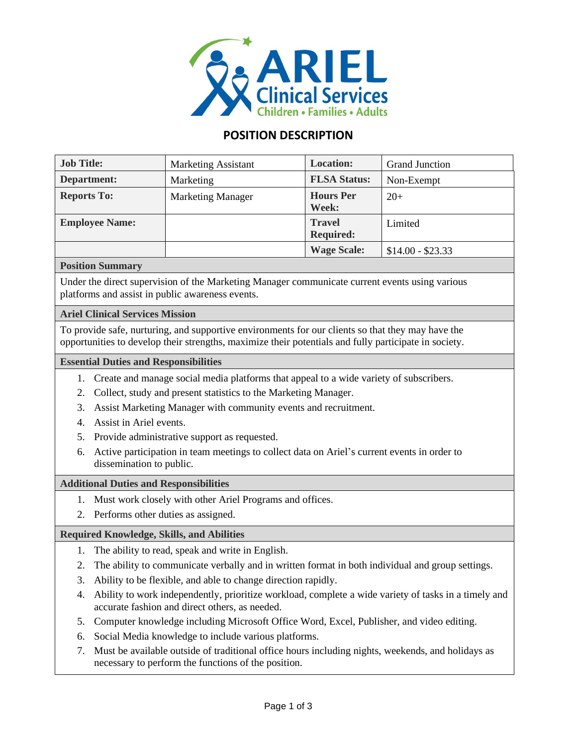## POSITION DESCRIPTION

| Job Title: | Marketing Assistant | Location: | Grand Junction |
|---|---|---|---|
| Department: | Marketing | FLSA Status: | Non-Exempt |
| Reports To: | Marketing Manager | Hours Per Week: | 20+ |
| Employee Name: | | Travel Required: | Limited |
| | | Wage Scale: | $14.00 - $23.33 |

### Position Summary

Under the direct supervision of the Marketing Manager communicate current events using various platforms and assist in public awareness events.

### Ariel Clinical Services Mission

To provide safe, nurturing, and supportive environments for our clients so that they may have the opportunities to develop their strengths, maximize their potentials and fully participate in society.

### Essential Duties and Responsibilities

1. Create and manage social media platforms that appeal to a wide variety of subscribers.
2. Collect, study and present statistics to the Marketing Manager.
3. Assist Marketing Manager with community events and recruitment.
4. Assist in Ariel events.
5. Provide administrative support as requested.
6. Active participation in team meetings to collect data on Ariel's current events in order to dissemination to public.

### Additional Duties and Responsibilities

1. Must work closely with other Ariel Programs and offices.
2. Performs other duties as assigned.

### Required Knowledge, Skills, and Abilities

1. The ability to read, speak and write in English.
2. The ability to communicate verbally and in written format in both individual and group settings.
3. Ability to be flexible, and able to change direction rapidly.
4. Ability to work independently, prioritize workload, complete a wide variety of tasks in a timely and accurate fashion and direct others, as needed.
5. Computer knowledge including Microsoft Office Word, Excel, Publisher, and video editing.
6. Social Media knowledge to include various platforms.
7. Must be available outside of traditional office hours including nights, weekends, and holidays as necessary to perform the functions of the position.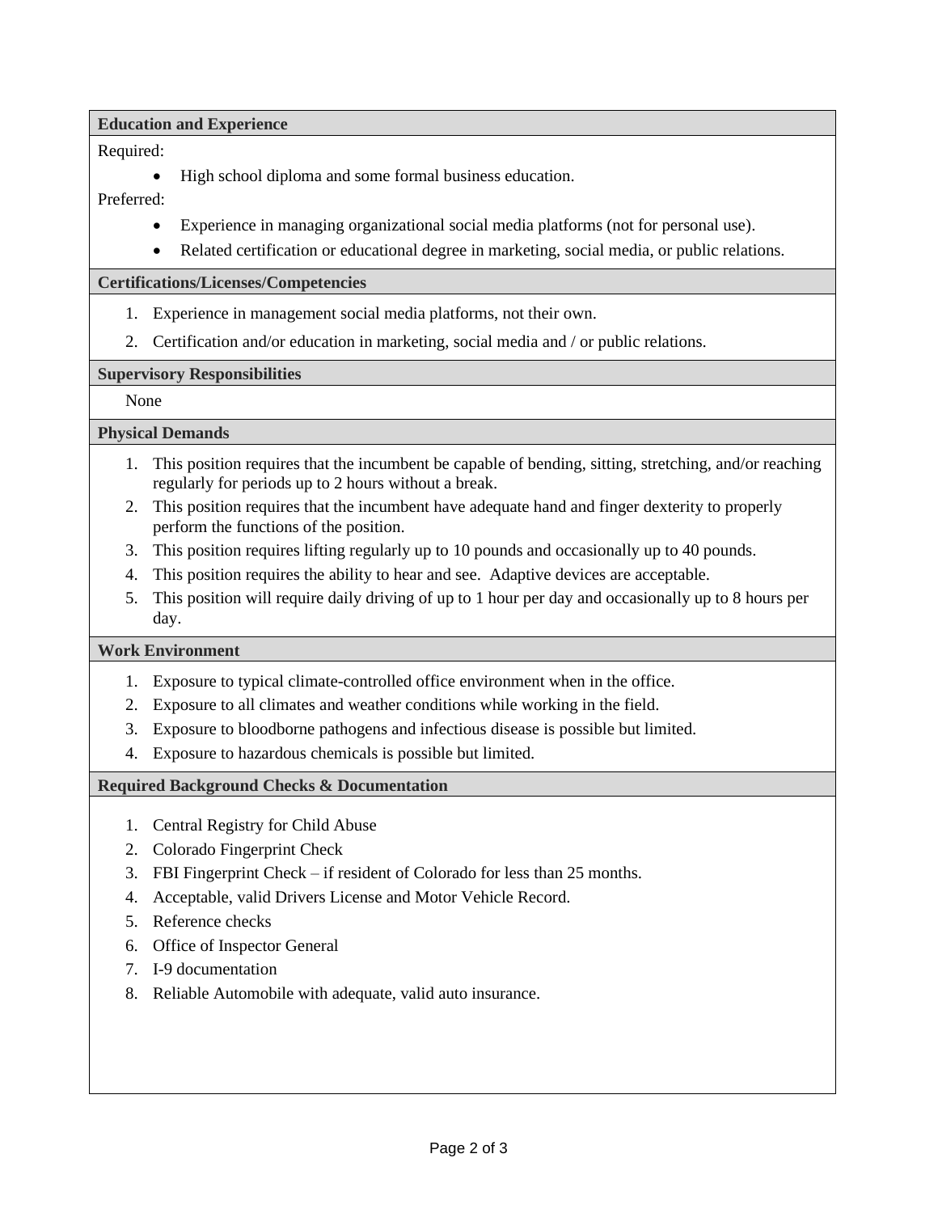### Education and Experience

Required:

- High school diploma and some formal business education.

Preferred:

- Experience in managing organizational social media platforms (not for personal use).
- Related certification or educational degree in marketing, social media, or public relations.

### Certifications/Licenses/Competencies

1. Experience in management social media platforms, not their own.
2. Certification and/or education in marketing, social media and / or public relations.

### Supervisory Responsibilities

None

### Physical Demands

1. This position requires that the incumbent be capable of bending, sitting, stretching, and/or reaching regularly for periods up to 2 hours without a break.
2. This position requires that the incumbent have adequate hand and finger dexterity to properly perform the functions of the position.
3. This position requires lifting regularly up to 10 pounds and occasionally up to 40 pounds.
4. This position requires the ability to hear and see. Adaptive devices are acceptable.
5. This position will require daily driving of up to 1 hour per day and occasionally up to 8 hours per day.

### Work Environment

1. Exposure to typical climate-controlled office environment when in the office.
2. Exposure to all climates and weather conditions while working in the field.
3. Exposure to bloodborne pathogens and infectious disease is possible but limited.
4. Exposure to hazardous chemicals is possible but limited.

### Required Background Checks & Documentation

1. Central Registry for Child Abuse
2. Colorado Fingerprint Check
3. FBI Fingerprint Check – if resident of Colorado for less than 25 months.
4. Acceptable, valid Drivers License and Motor Vehicle Record.
5. Reference checks
6. Office of Inspector General
7. I-9 documentation
8. Reliable Automobile with adequate, valid auto insurance.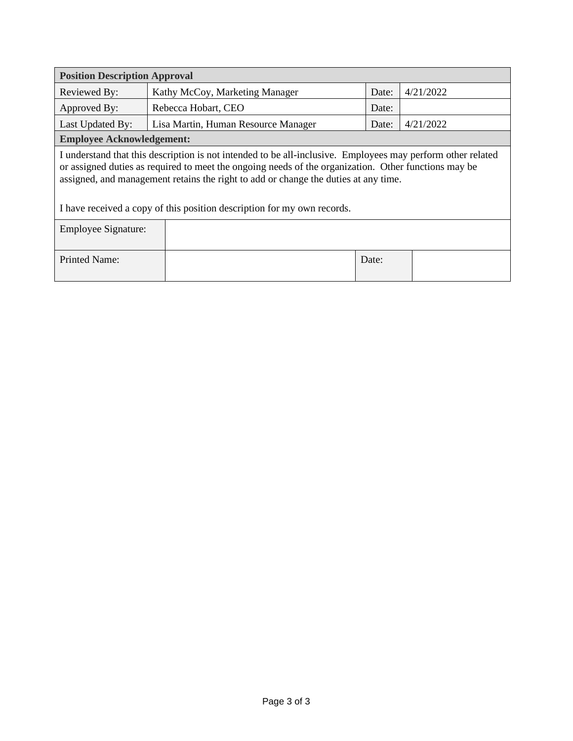| Position Description Approval | | | |
|---|---|---|---|
| Reviewed By: | Kathy McCoy, Marketing Manager | Date: | 4/21/2022 |
| Approved By: | Rebecca Hobart, CEO | Date: | |
| Last Updated By: | Lisa Martin, Human Resource Manager | Date: | 4/21/2022 |

**Employee Acknowledgement:**

I understand that this description is not intended to be all-inclusive. Employees may perform other related or assigned duties as required to meet the ongoing needs of the organization. Other functions may be assigned, and management retains the right to add or change the duties at any time.

I have received a copy of this position description for my own records.

| | | | |
|---|---|---|---|
| Employee Signature: | | | |
| Printed Name: | | Date: | |